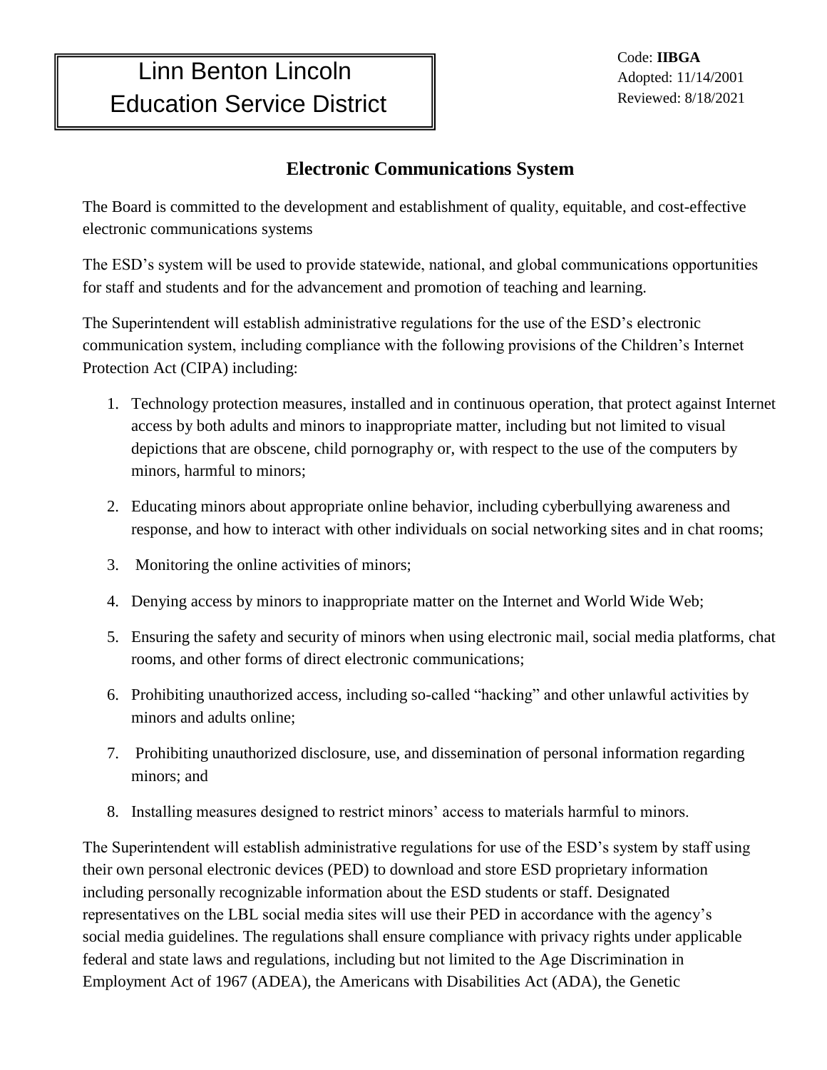# Linn Benton Lincoln Education Service District

Code: **IIBGA**
Adopted: 11/14/2001
Reviewed: 8/18/2021

## Electronic Communications System

The Board is committed to the development and establishment of quality, equitable, and cost-effective electronic communications systems

The ESD's system will be used to provide statewide, national, and global communications opportunities for staff and students and for the advancement and promotion of teaching and learning.

The Superintendent will establish administrative regulations for the use of the ESD's electronic communication system, including compliance with the following provisions of the Children's Internet Protection Act (CIPA) including:

1. Technology protection measures, installed and in continuous operation, that protect against Internet access by both adults and minors to inappropriate matter, including but not limited to visual depictions that are obscene, child pornography or, with respect to the use of the computers by minors, harmful to minors;
2. Educating minors about appropriate online behavior, including cyberbullying awareness and response, and how to interact with other individuals on social networking sites and in chat rooms;
3. Monitoring the online activities of minors;
4. Denying access by minors to inappropriate matter on the Internet and World Wide Web;
5. Ensuring the safety and security of minors when using electronic mail, social media platforms, chat rooms, and other forms of direct electronic communications;
6. Prohibiting unauthorized access, including so-called "hacking" and other unlawful activities by minors and adults online;
7. Prohibiting unauthorized disclosure, use, and dissemination of personal information regarding minors; and
8. Installing measures designed to restrict minors' access to materials harmful to minors.

The Superintendent will establish administrative regulations for use of the ESD's system by staff using their own personal electronic devices (PED) to download and store ESD proprietary information including personally recognizable information about the ESD students or staff. Designated representatives on the LBL social media sites will use their PED in accordance with the agency's social media guidelines. The regulations shall ensure compliance with privacy rights under applicable federal and state laws and regulations, including but not limited to the Age Discrimination in Employment Act of 1967 (ADEA), the Americans with Disabilities Act (ADA), the Genetic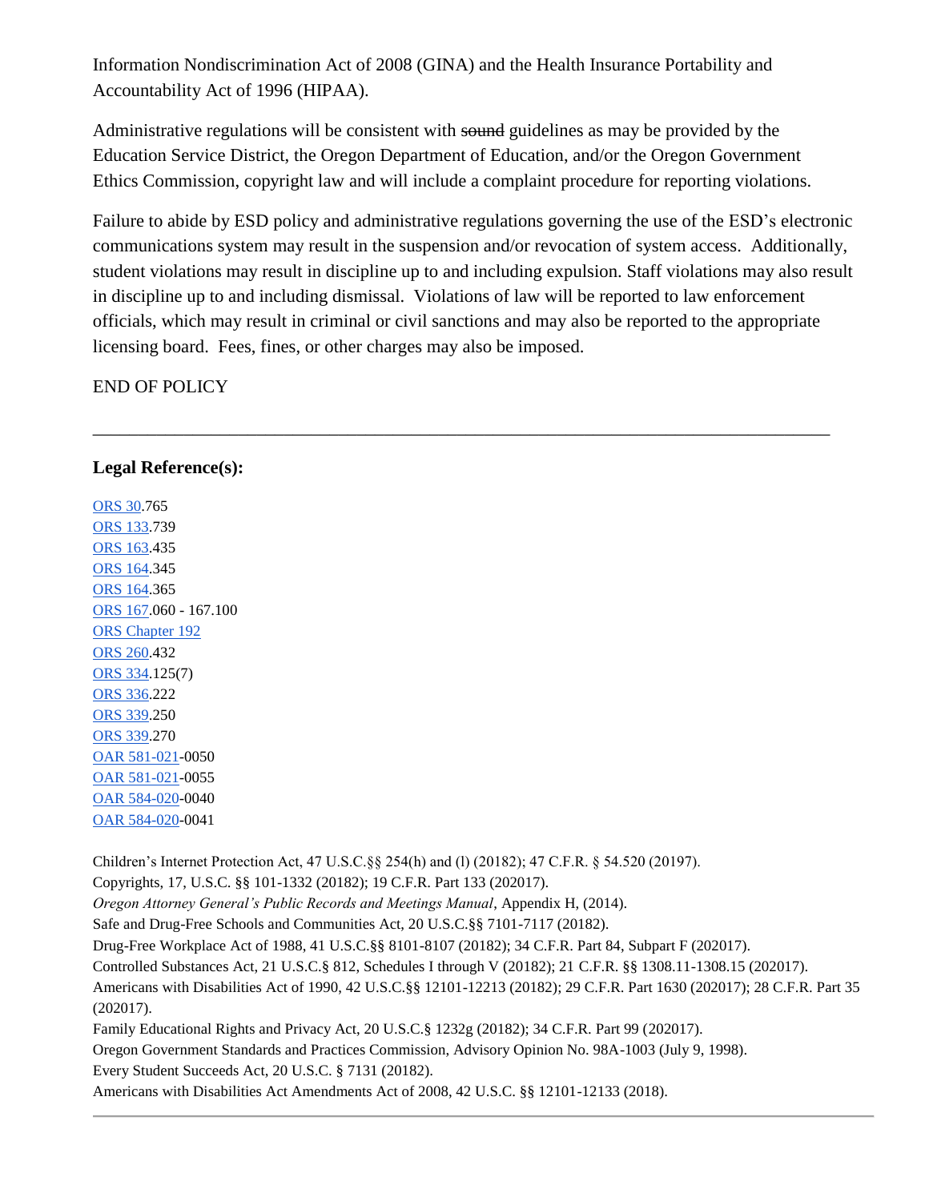Information Nondiscrimination Act of 2008 (GINA) and the Health Insurance Portability and Accountability Act of 1996 (HIPAA).

Administrative regulations will be consistent with ~~sound~~ guidelines as may be provided by the Education Service District, the Oregon Department of Education, and/or the Oregon Government Ethics Commission, copyright law and will include a complaint procedure for reporting violations.

Failure to abide by ESD policy and administrative regulations governing the use of the ESD's electronic communications system may result in the suspension and/or revocation of system access. Additionally, student violations may result in discipline up to and including expulsion. Staff violations may also result in discipline up to and including dismissal. Violations of law will be reported to law enforcement officials, which may result in criminal or civil sanctions and may also be reported to the appropriate licensing board. Fees, fines, or other charges may also be imposed.

END OF POLICY

---

### Legal Reference(s):

ORS 30.765
ORS 133.739
ORS 163.435
ORS 164.345
ORS 164.365
ORS 167.060 - 167.100
ORS Chapter 192
ORS 260.432
ORS 334.125(7)
ORS 336.222
ORS 339.250
ORS 339.270
OAR 581-021-0050
OAR 581-021-0055
OAR 584-020-0040
OAR 584-020-0041

Children's Internet Protection Act, 47 U.S.C.§§ 254(h) and (l) (20182); 47 C.F.R. § 54.520 (20197).
Copyrights, 17, U.S.C. §§ 101-1332 (20182); 19 C.F.R. Part 133 (202017).
*Oregon Attorney General's Public Records and Meetings Manual*, Appendix H, (2014).
Safe and Drug-Free Schools and Communities Act, 20 U.S.C.§§ 7101-7117 (20182).
Drug-Free Workplace Act of 1988, 41 U.S.C.§§ 8101-8107 (20182); 34 C.F.R. Part 84, Subpart F (202017).
Controlled Substances Act, 21 U.S.C.§ 812, Schedules I through V (20182); 21 C.F.R. §§ 1308.11-1308.15 (202017).
Americans with Disabilities Act of 1990, 42 U.S.C.§§ 12101-12213 (20182); 29 C.F.R. Part 1630 (202017); 28 C.F.R. Part 35 (202017).
Family Educational Rights and Privacy Act, 20 U.S.C.§ 1232g (20182); 34 C.F.R. Part 99 (202017).
Oregon Government Standards and Practices Commission, Advisory Opinion No. 98A-1003 (July 9, 1998).
Every Student Succeeds Act, 20 U.S.C. § 7131 (20182).
Americans with Disabilities Act Amendments Act of 2008, 42 U.S.C. §§ 12101-12133 (2018).

---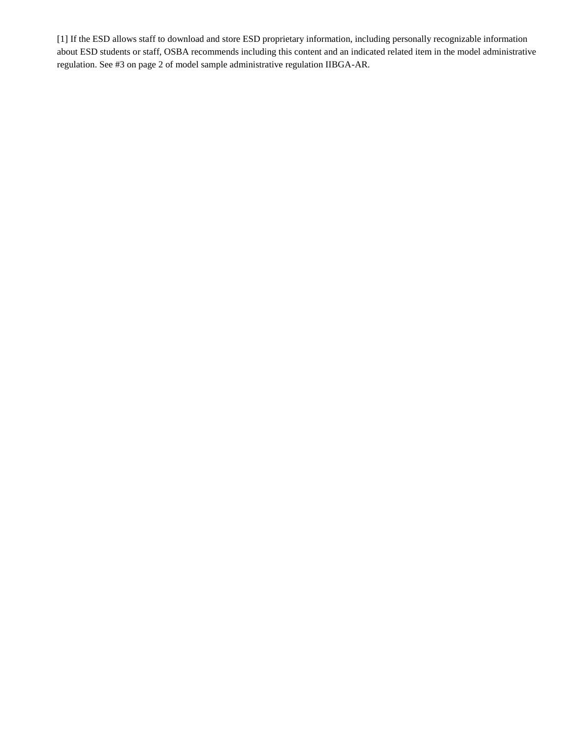[1] If the ESD allows staff to download and store ESD proprietary information, including personally recognizable information about ESD students or staff, OSBA recommends including this content and an indicated related item in the model administrative regulation. See #3 on page 2 of model sample administrative regulation IIBGA-AR.